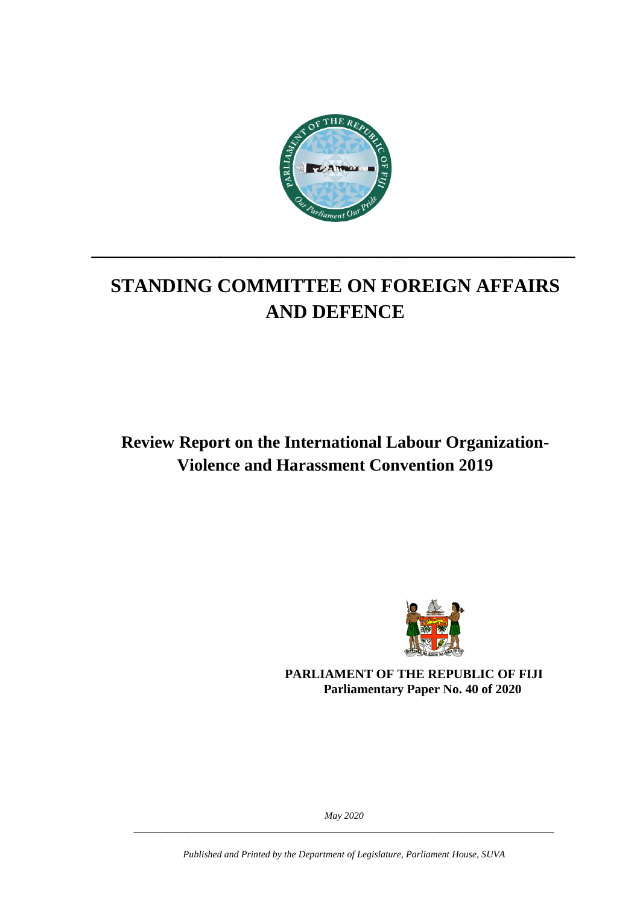# STANDING COMMITTEE ON FOREIGN AFFAIRS AND DEFENCE

## Review Report on the International Labour Organization-Violence and Harassment Convention 2019

**PARLIAMENT OF THE REPUBLIC OF FIJI**
**Parliamentary Paper No. 40 of 2020**

*May 2020*

*Published and Printed by the Department of Legislature, Parliament House, SUVA*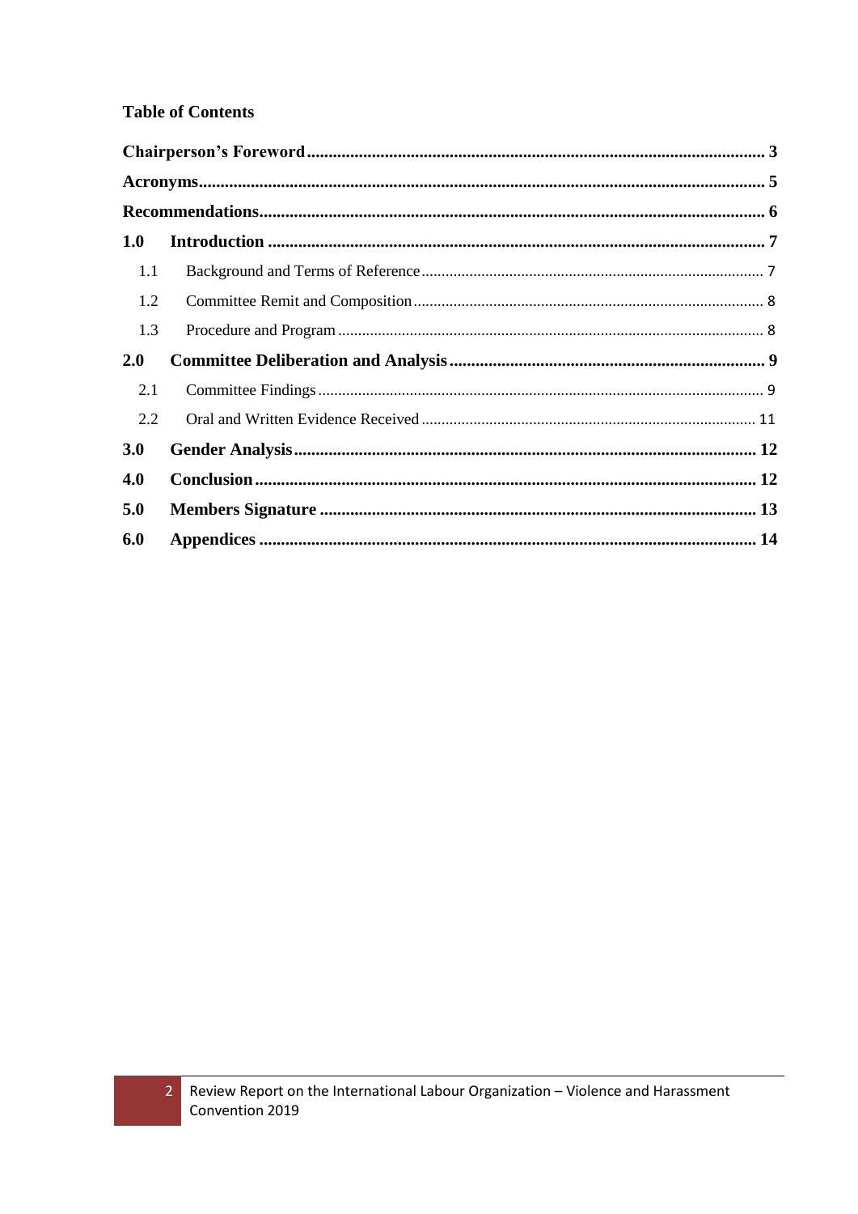**Table of Contents**

**Chairperson's Foreword** ........................................................................................................ **3**

**Acronyms** ................................................................................................................................. **5**

**Recommendations** ................................................................................................................... **6**

**1.0 Introduction** ........................................................................................................................ **7**

- 1.1 Background and Terms of Reference ................................................................................. 7
- 1.2 Committee Remit and Composition .................................................................................. 8
- 1.3 Procedure and Program ...................................................................................................... 8

**2.0 Committee Deliberation and Analysis** ................................................................................ **9**

- 2.1 Committee Findings ........................................................................................................... 9
- 2.2 Oral and Written Evidence Received ................................................................................ 11

**3.0 Gender Analysis** .................................................................................................................. **12**

**4.0 Conclusion** ........................................................................................................................... **12**

**5.0 Members Signature** ............................................................................................................ **13**

**6.0 Appendices** .......................................................................................................................... **14**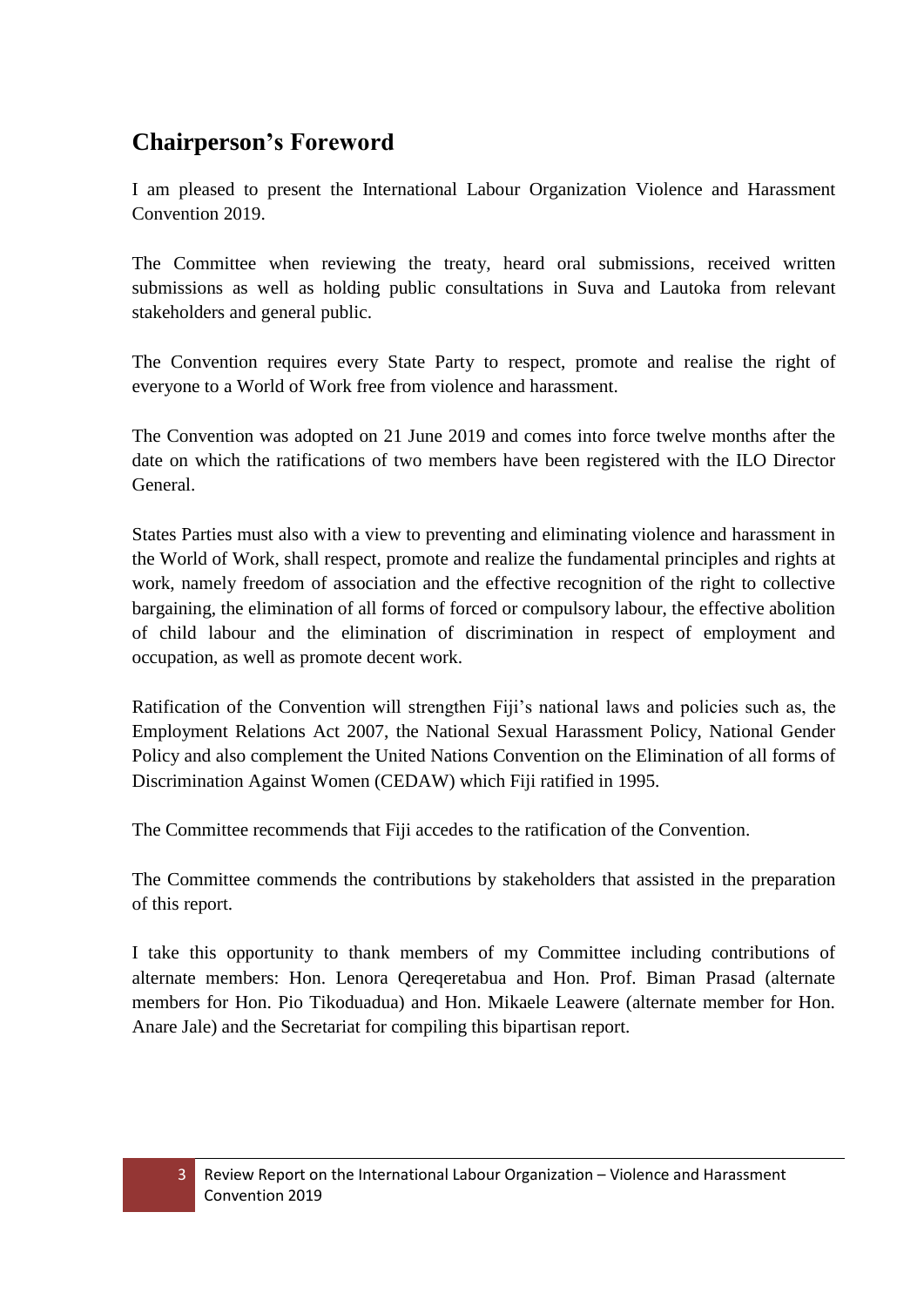## Chairperson's Foreword

I am pleased to present the International Labour Organization Violence and Harassment Convention 2019.

The Committee when reviewing the treaty, heard oral submissions, received written submissions as well as holding public consultations in Suva and Lautoka from relevant stakeholders and general public.

The Convention requires every State Party to respect, promote and realise the right of everyone to a World of Work free from violence and harassment.

The Convention was adopted on 21 June 2019 and comes into force twelve months after the date on which the ratifications of two members have been registered with the ILO Director General.

States Parties must also with a view to preventing and eliminating violence and harassment in the World of Work, shall respect, promote and realize the fundamental principles and rights at work, namely freedom of association and the effective recognition of the right to collective bargaining, the elimination of all forms of forced or compulsory labour, the effective abolition of child labour and the elimination of discrimination in respect of employment and occupation, as well as promote decent work.

Ratification of the Convention will strengthen Fiji's national laws and policies such as, the Employment Relations Act 2007, the National Sexual Harassment Policy, National Gender Policy and also complement the United Nations Convention on the Elimination of all forms of Discrimination Against Women (CEDAW) which Fiji ratified in 1995.

The Committee recommends that Fiji accedes to the ratification of the Convention.

The Committee commends the contributions by stakeholders that assisted in the preparation of this report.

I take this opportunity to thank members of my Committee including contributions of alternate members: Hon. Lenora Qereqeretabua and Hon. Prof. Biman Prasad (alternate members for Hon. Pio Tikoduadua) and Hon. Mikaele Leawere (alternate member for Hon. Anare Jale) and the Secretariat for compiling this bipartisan report.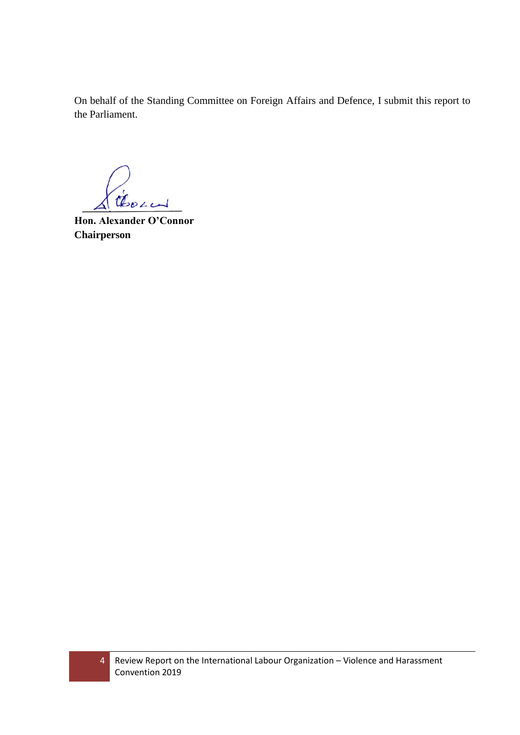On behalf of the Standing Committee on Foreign Affairs and Defence, I submit this report to the Parliament.

**Hon. Alexander O'Connor**
**Chairperson**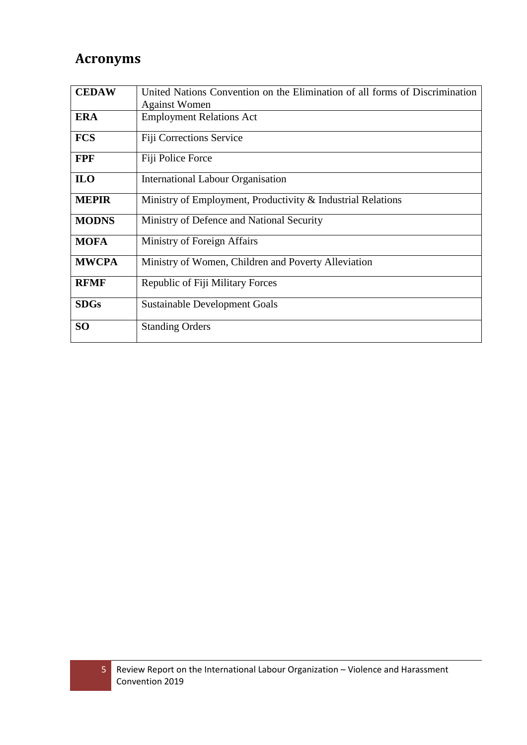# Acronyms

| | |
|---|---|
| **CEDAW** | United Nations Convention on the Elimination of all forms of Discrimination Against Women |
| **ERA** | Employment Relations Act |
| **FCS** | Fiji Corrections Service |
| **FPF** | Fiji Police Force |
| **ILO** | International Labour Organisation |
| **MEPIR** | Ministry of Employment, Productivity & Industrial Relations |
| **MODNS** | Ministry of Defence and National Security |
| **MOFA** | Ministry of Foreign Affairs |
| **MWCPA** | Ministry of Women, Children and Poverty Alleviation |
| **RFMF** | Republic of Fiji Military Forces |
| **SDGs** | Sustainable Development Goals |
| **SO** | Standing Orders |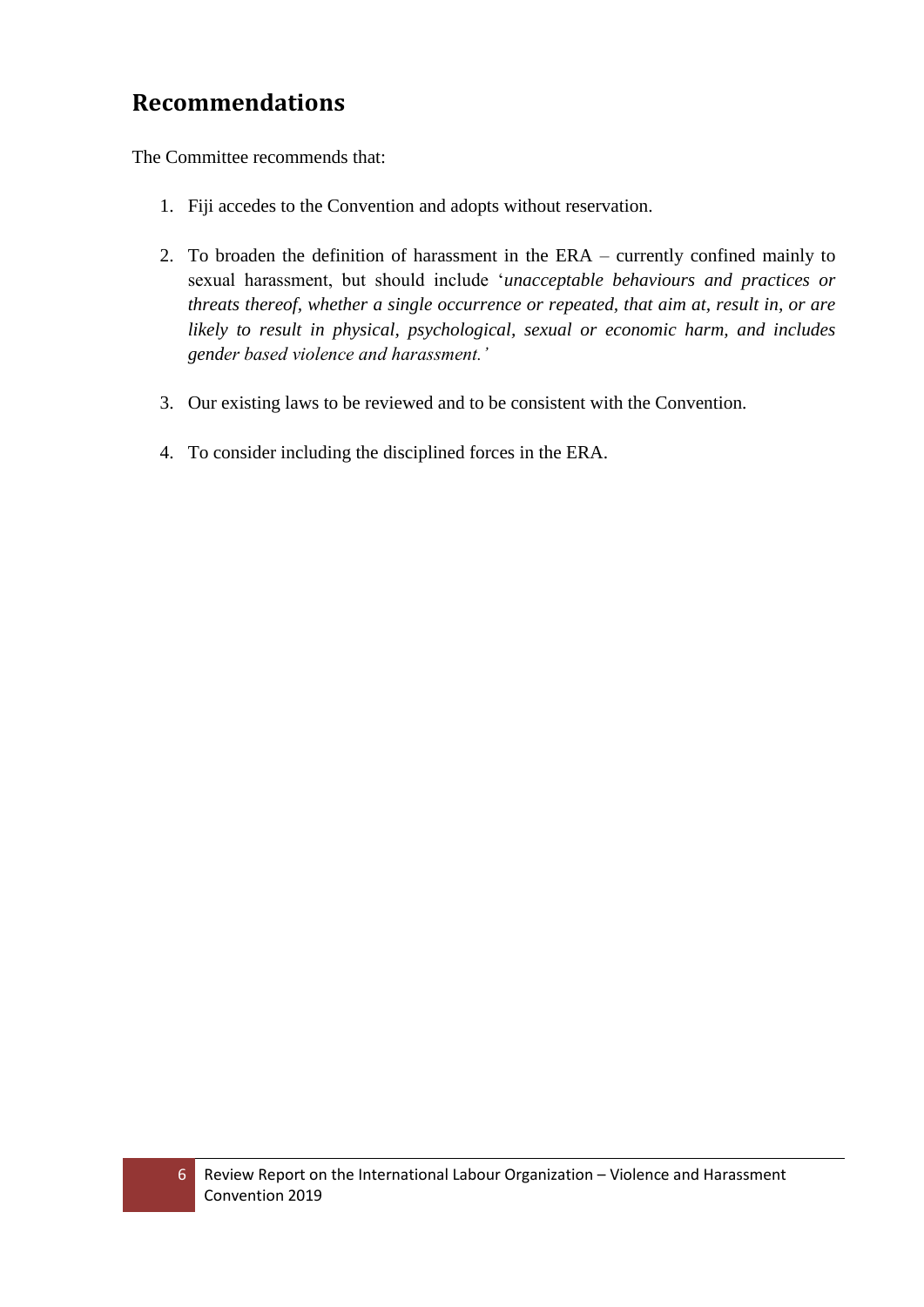## Recommendations

The Committee recommends that:

1. Fiji accedes to the Convention and adopts without reservation.

2. To broaden the definition of harassment in the ERA – currently confined mainly to sexual harassment, but should include '*unacceptable behaviours and practices or threats thereof, whether a single occurrence or repeated, that aim at, result in, or are likely to result in physical, psychological, sexual or economic harm, and includes gender based violence and harassment.*'

3. Our existing laws to be reviewed and to be consistent with the Convention.

4. To consider including the disciplined forces in the ERA.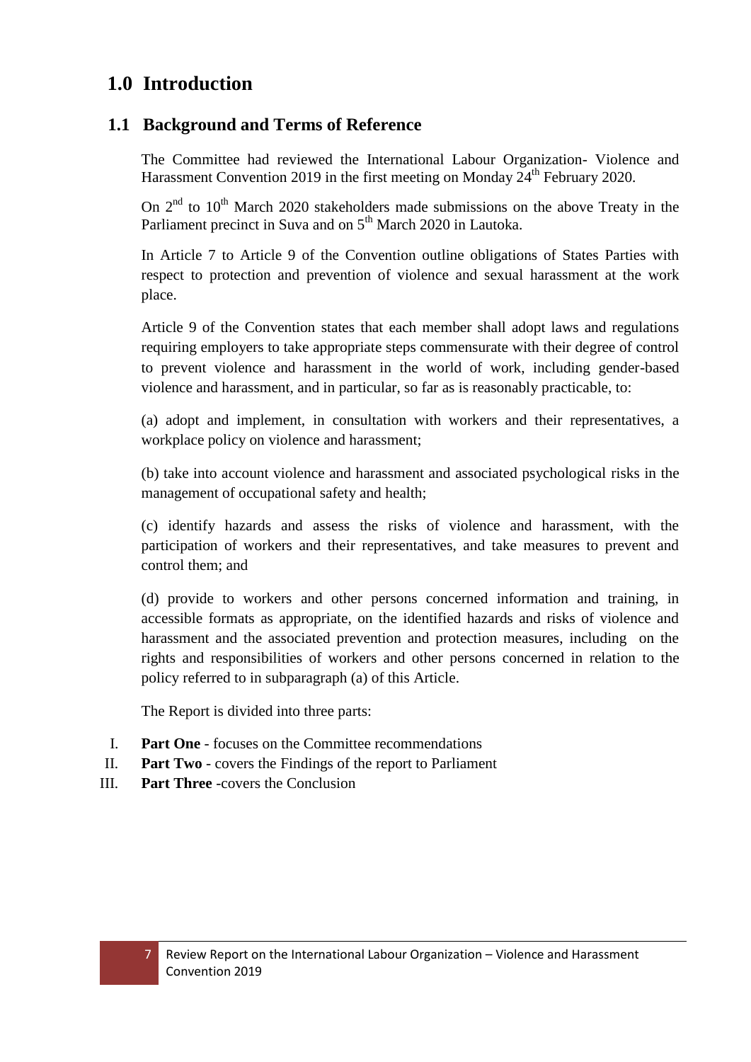# 1.0 Introduction

## 1.1 Background and Terms of Reference

The Committee had reviewed the International Labour Organization- Violence and Harassment Convention 2019 in the first meeting on Monday 24th February 2020.

On 2nd to 10th March 2020 stakeholders made submissions on the above Treaty in the Parliament precinct in Suva and on 5th March 2020 in Lautoka.

In Article 7 to Article 9 of the Convention outline obligations of States Parties with respect to protection and prevention of violence and sexual harassment at the work place.

Article 9 of the Convention states that each member shall adopt laws and regulations requiring employers to take appropriate steps commensurate with their degree of control to prevent violence and harassment in the world of work, including gender-based violence and harassment, and in particular, so far as is reasonably practicable, to:

(a) adopt and implement, in consultation with workers and their representatives, a workplace policy on violence and harassment;

(b) take into account violence and harassment and associated psychological risks in the management of occupational safety and health;

(c) identify hazards and assess the risks of violence and harassment, with the participation of workers and their representatives, and take measures to prevent and control them; and

(d) provide to workers and other persons concerned information and training, in accessible formats as appropriate, on the identified hazards and risks of violence and harassment and the associated prevention and protection measures, including on the rights and responsibilities of workers and other persons concerned in relation to the policy referred to in subparagraph (a) of this Article.

The Report is divided into three parts:

I. **Part One** - focuses on the Committee recommendations
II. **Part Two** - covers the Findings of the report to Parliament
III. **Part Three** -covers the Conclusion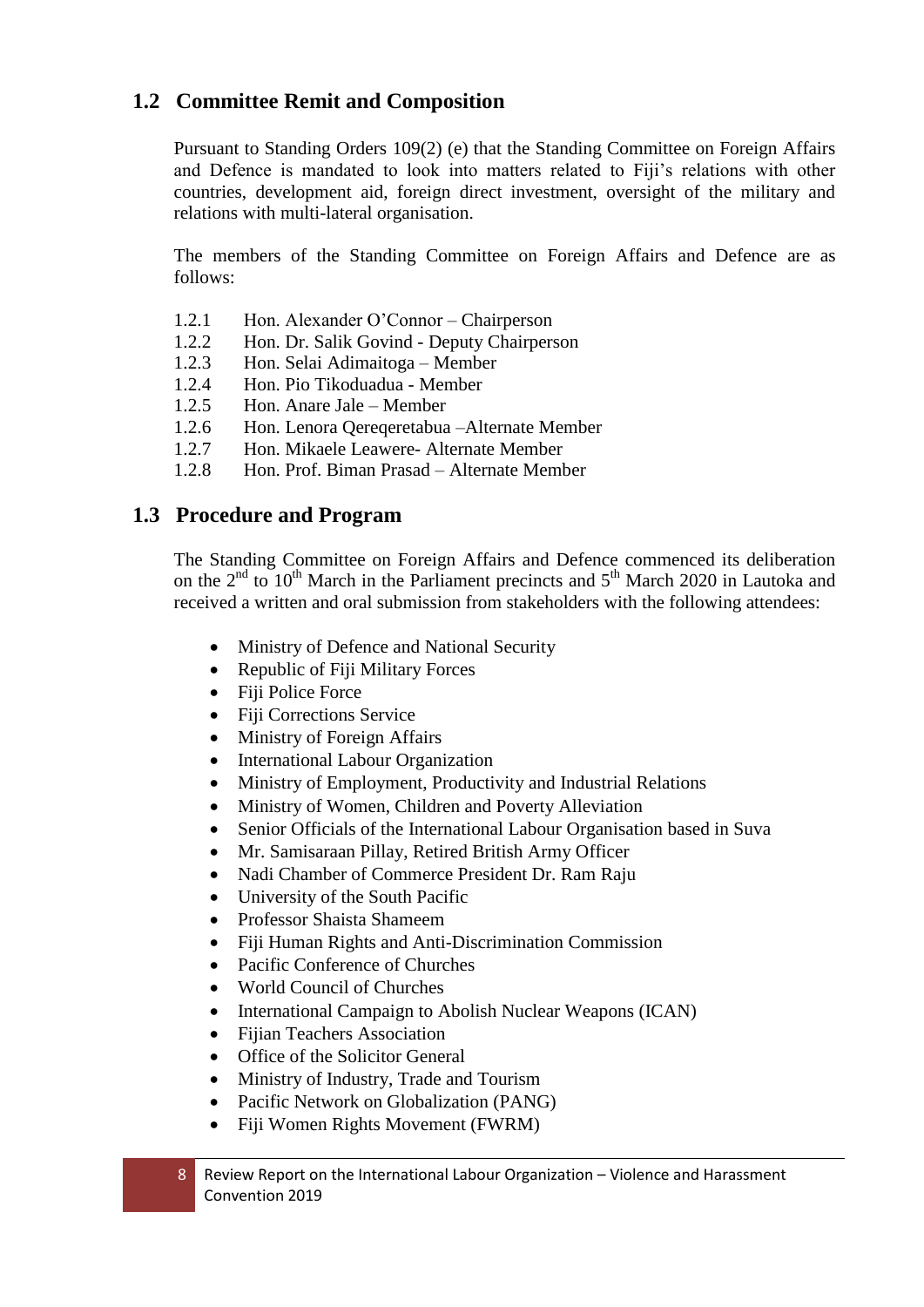## 1.2 Committee Remit and Composition

Pursuant to Standing Orders 109(2) (e) that the Standing Committee on Foreign Affairs and Defence is mandated to look into matters related to Fiji's relations with other countries, development aid, foreign direct investment, oversight of the military and relations with multi-lateral organisation.

The members of the Standing Committee on Foreign Affairs and Defence are as follows:

1.2.1 Hon. Alexander O'Connor – Chairperson
1.2.2 Hon. Dr. Salik Govind - Deputy Chairperson
1.2.3 Hon. Selai Adimaitoga – Member
1.2.4 Hon. Pio Tikoduadua - Member
1.2.5 Hon. Anare Jale – Member
1.2.6 Hon. Lenora Qereqeretabua –Alternate Member
1.2.7 Hon. Mikaele Leawere- Alternate Member
1.2.8 Hon. Prof. Biman Prasad – Alternate Member

## 1.3 Procedure and Program

The Standing Committee on Foreign Affairs and Defence commenced its deliberation on the 2nd to 10th March in the Parliament precincts and 5th March 2020 in Lautoka and received a written and oral submission from stakeholders with the following attendees:

- Ministry of Defence and National Security
- Republic of Fiji Military Forces
- Fiji Police Force
- Fiji Corrections Service
- Ministry of Foreign Affairs
- International Labour Organization
- Ministry of Employment, Productivity and Industrial Relations
- Ministry of Women, Children and Poverty Alleviation
- Senior Officials of the International Labour Organisation based in Suva
- Mr. Samisaraan Pillay, Retired British Army Officer
- Nadi Chamber of Commerce President Dr. Ram Raju
- University of the South Pacific
- Professor Shaista Shameem
- Fiji Human Rights and Anti-Discrimination Commission
- Pacific Conference of Churches
- World Council of Churches
- International Campaign to Abolish Nuclear Weapons (ICAN)
- Fijian Teachers Association
- Office of the Solicitor General
- Ministry of Industry, Trade and Tourism
- Pacific Network on Globalization (PANG)
- Fiji Women Rights Movement (FWRM)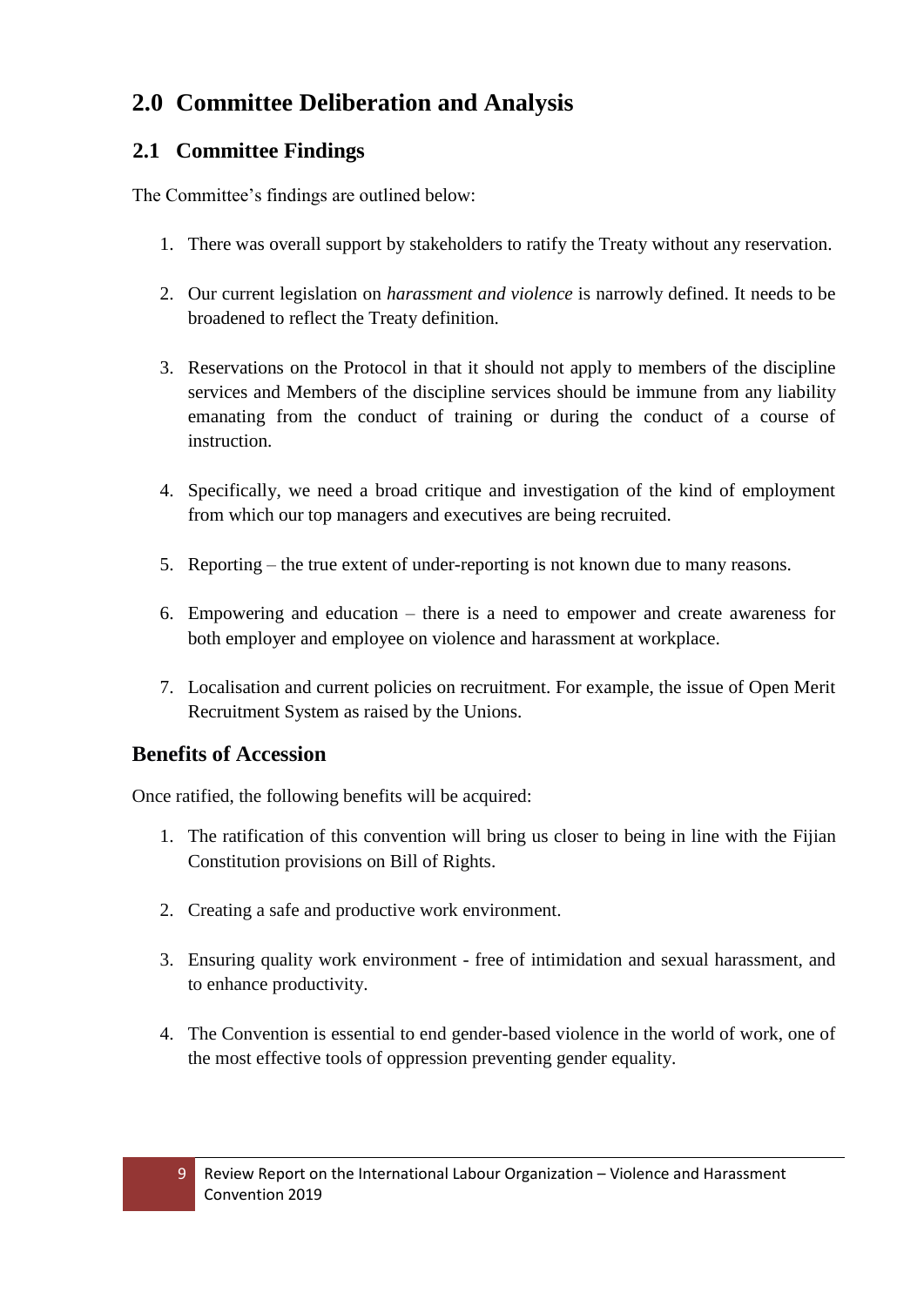# 2.0 Committee Deliberation and Analysis

## 2.1 Committee Findings

The Committee's findings are outlined below:

1. There was overall support by stakeholders to ratify the Treaty without any reservation.

2. Our current legislation on *harassment and violence* is narrowly defined. It needs to be broadened to reflect the Treaty definition.

3. Reservations on the Protocol in that it should not apply to members of the discipline services and Members of the discipline services should be immune from any liability emanating from the conduct of training or during the conduct of a course of instruction.

4. Specifically, we need a broad critique and investigation of the kind of employment from which our top managers and executives are being recruited.

5. Reporting – the true extent of under-reporting is not known due to many reasons.

6. Empowering and education – there is a need to empower and create awareness for both employer and employee on violence and harassment at workplace.

7. Localisation and current policies on recruitment. For example, the issue of Open Merit Recruitment System as raised by the Unions.

### Benefits of Accession

Once ratified, the following benefits will be acquired:

1. The ratification of this convention will bring us closer to being in line with the Fijian Constitution provisions on Bill of Rights.

2. Creating a safe and productive work environment.

3. Ensuring quality work environment - free of intimidation and sexual harassment, and to enhance productivity.

4. The Convention is essential to end gender-based violence in the world of work, one of the most effective tools of oppression preventing gender equality.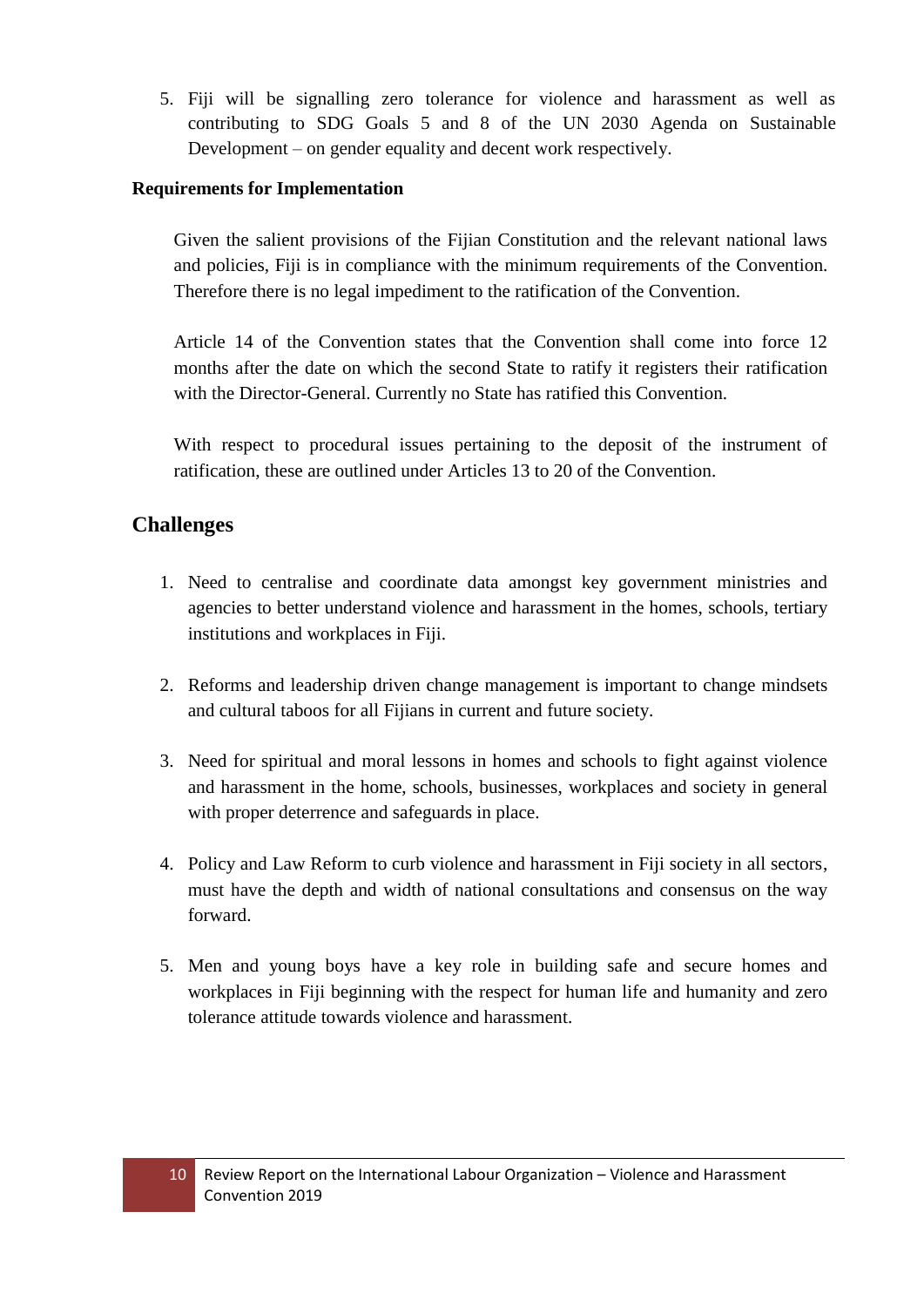5. Fiji will be signalling zero tolerance for violence and harassment as well as contributing to SDG Goals 5 and 8 of the UN 2030 Agenda on Sustainable Development – on gender equality and decent work respectively.

**Requirements for Implementation**

Given the salient provisions of the Fijian Constitution and the relevant national laws and policies, Fiji is in compliance with the minimum requirements of the Convention. Therefore there is no legal impediment to the ratification of the Convention.

Article 14 of the Convention states that the Convention shall come into force 12 months after the date on which the second State to ratify it registers their ratification with the Director-General. Currently no State has ratified this Convention.

With respect to procedural issues pertaining to the deposit of the instrument of ratification, these are outlined under Articles 13 to 20 of the Convention.

## Challenges

1. Need to centralise and coordinate data amongst key government ministries and agencies to better understand violence and harassment in the homes, schools, tertiary institutions and workplaces in Fiji.

2. Reforms and leadership driven change management is important to change mindsets and cultural taboos for all Fijians in current and future society.

3. Need for spiritual and moral lessons in homes and schools to fight against violence and harassment in the home, schools, businesses, workplaces and society in general with proper deterrence and safeguards in place.

4. Policy and Law Reform to curb violence and harassment in Fiji society in all sectors, must have the depth and width of national consultations and consensus on the way forward.

5. Men and young boys have a key role in building safe and secure homes and workplaces in Fiji beginning with the respect for human life and humanity and zero tolerance attitude towards violence and harassment.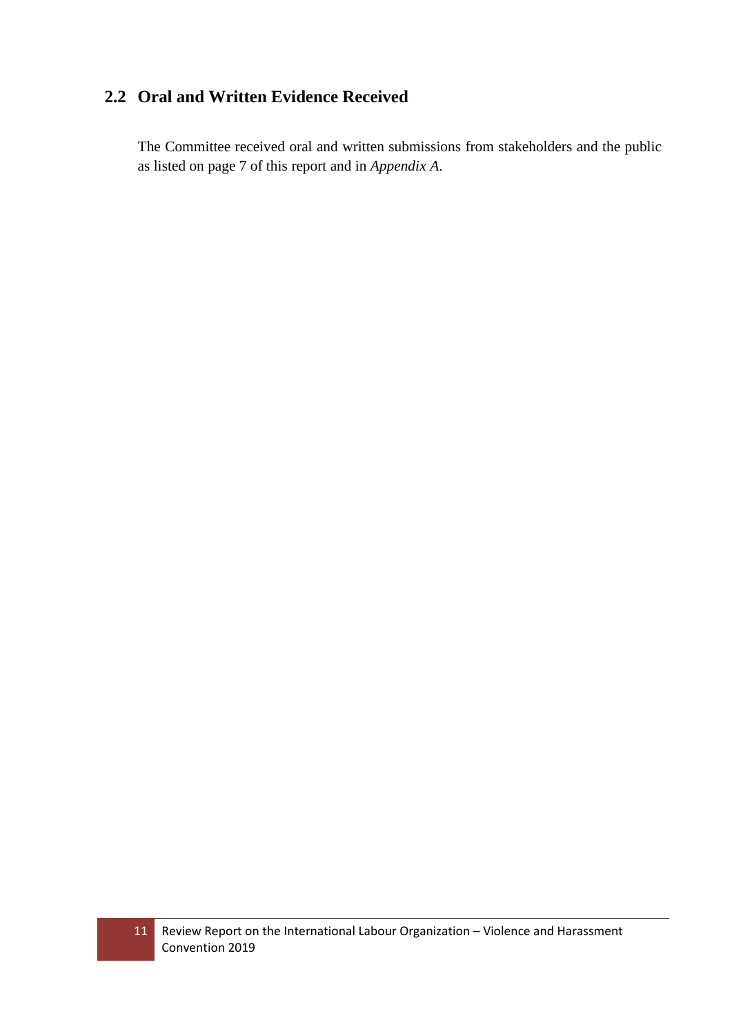## 2.2 Oral and Written Evidence Received

The Committee received oral and written submissions from stakeholders and the public as listed on page 7 of this report and in *Appendix A*.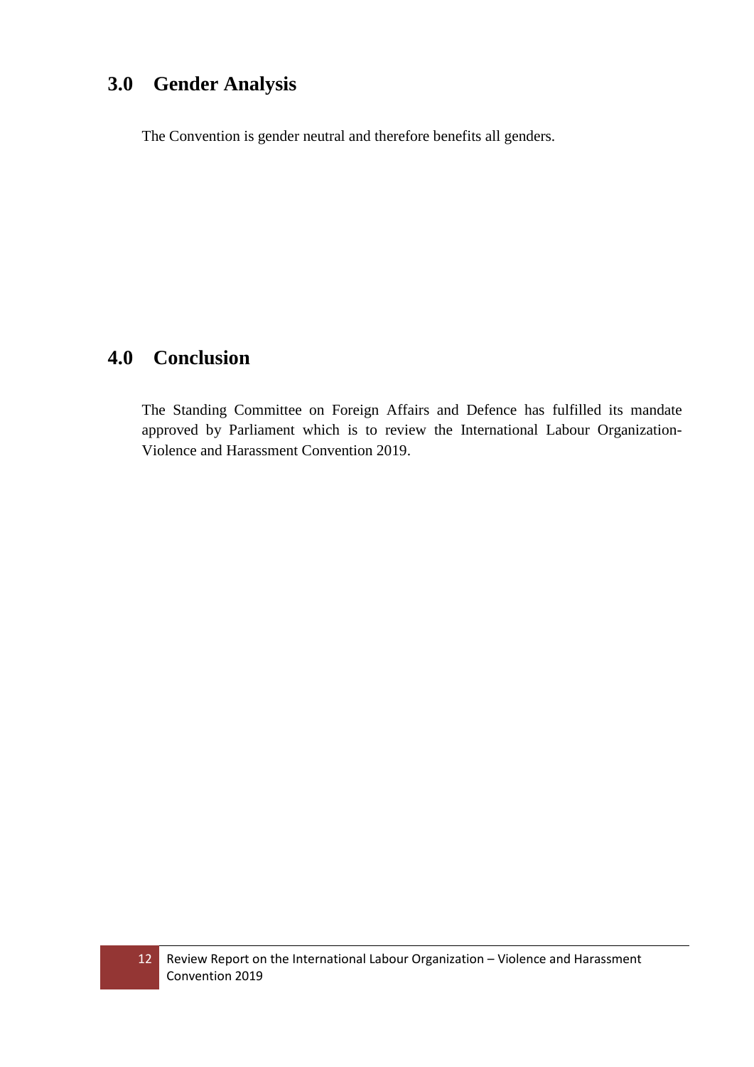## 3.0 Gender Analysis

The Convention is gender neutral and therefore benefits all genders.

## 4.0 Conclusion

The Standing Committee on Foreign Affairs and Defence has fulfilled its mandate approved by Parliament which is to review the International Labour Organization-Violence and Harassment Convention 2019.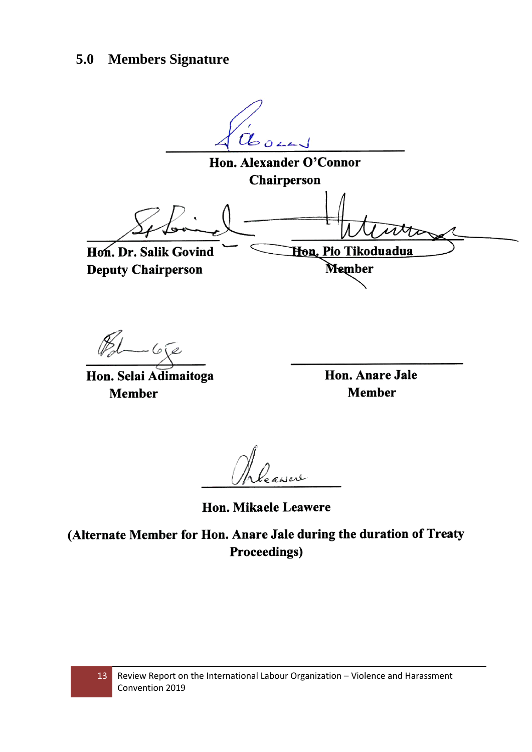## 5.0 Members Signature

**Hon. Alexander O'Connor**
**Chairperson**

**Hon. Dr. Salik Govind**
**Deputy Chairperson**

**Hon. Pio Tikoduadua**
**Member**

**Hon. Selai Adimaitoga**
**Member**

**Hon. Anare Jale**
**Member**

**Hon. Mikaele Leawere**

**(Alternate Member for Hon. Anare Jale during the duration of Treaty Proceedings)**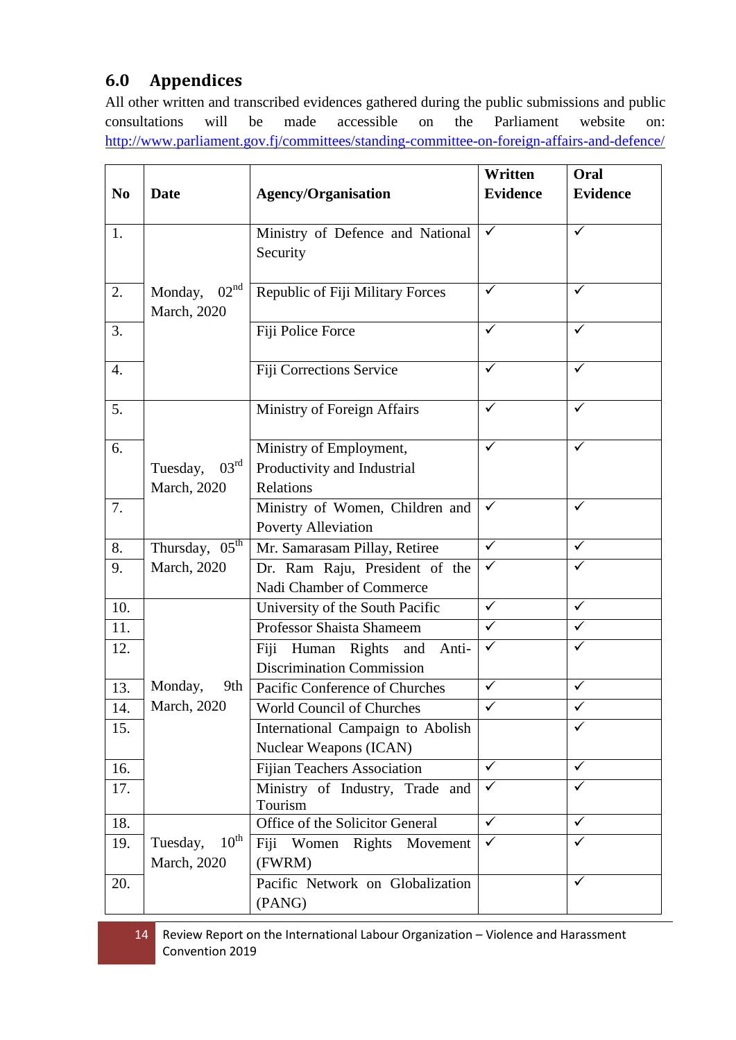## 6.0 Appendices

All other written and transcribed evidences gathered during the public submissions and public consultations will be made accessible on the Parliament website on: http://www.parliament.gov.fj/committees/standing-committee-on-foreign-affairs-and-defence/

| No | Date | Agency/Organisation | Written Evidence | Oral Evidence |
|---|---|---|---|---|
| 1. | Monday, 02nd March, 2020 | Ministry of Defence and National Security | ✓ | ✓ |
| 2. | | Republic of Fiji Military Forces | ✓ | ✓ |
| 3. | | Fiji Police Force | ✓ | ✓ |
| 4. | | Fiji Corrections Service | ✓ | ✓ |
| 5. | Tuesday, 03rd March, 2020 | Ministry of Foreign Affairs | ✓ | ✓ |
| 6. | | Ministry of Employment, Productivity and Industrial Relations | ✓ | ✓ |
| 7. | | Ministry of Women, Children and Poverty Alleviation | ✓ | ✓ |
| 8. | Thursday, 05th March, 2020 | Mr. Samarasam Pillay, Retiree | ✓ | ✓ |
| 9. | | Dr. Ram Raju, President of the Nadi Chamber of Commerce | ✓ | ✓ |
| 10. | Monday, 9th March, 2020 | University of the South Pacific | ✓ | ✓ |
| 11. | | Professor Shaista Shameem | ✓ | ✓ |
| 12. | | Fiji Human Rights and Anti-Discrimination Commission | ✓ | ✓ |
| 13. | | Pacific Conference of Churches | ✓ | ✓ |
| 14. | | World Council of Churches | ✓ | ✓ |
| 15. | | International Campaign to Abolish Nuclear Weapons (ICAN) | | ✓ |
| 16. | | Fijian Teachers Association | ✓ | ✓ |
| 17. | | Ministry of Industry, Trade and Tourism | ✓ | ✓ |
| 18. | Tuesday, 10th March, 2020 | Office of the Solicitor General | ✓ | ✓ |
| 19. | | Fiji Women Rights Movement (FWRM) | ✓ | ✓ |
| 20. | | Pacific Network on Globalization (PANG) | | ✓ |